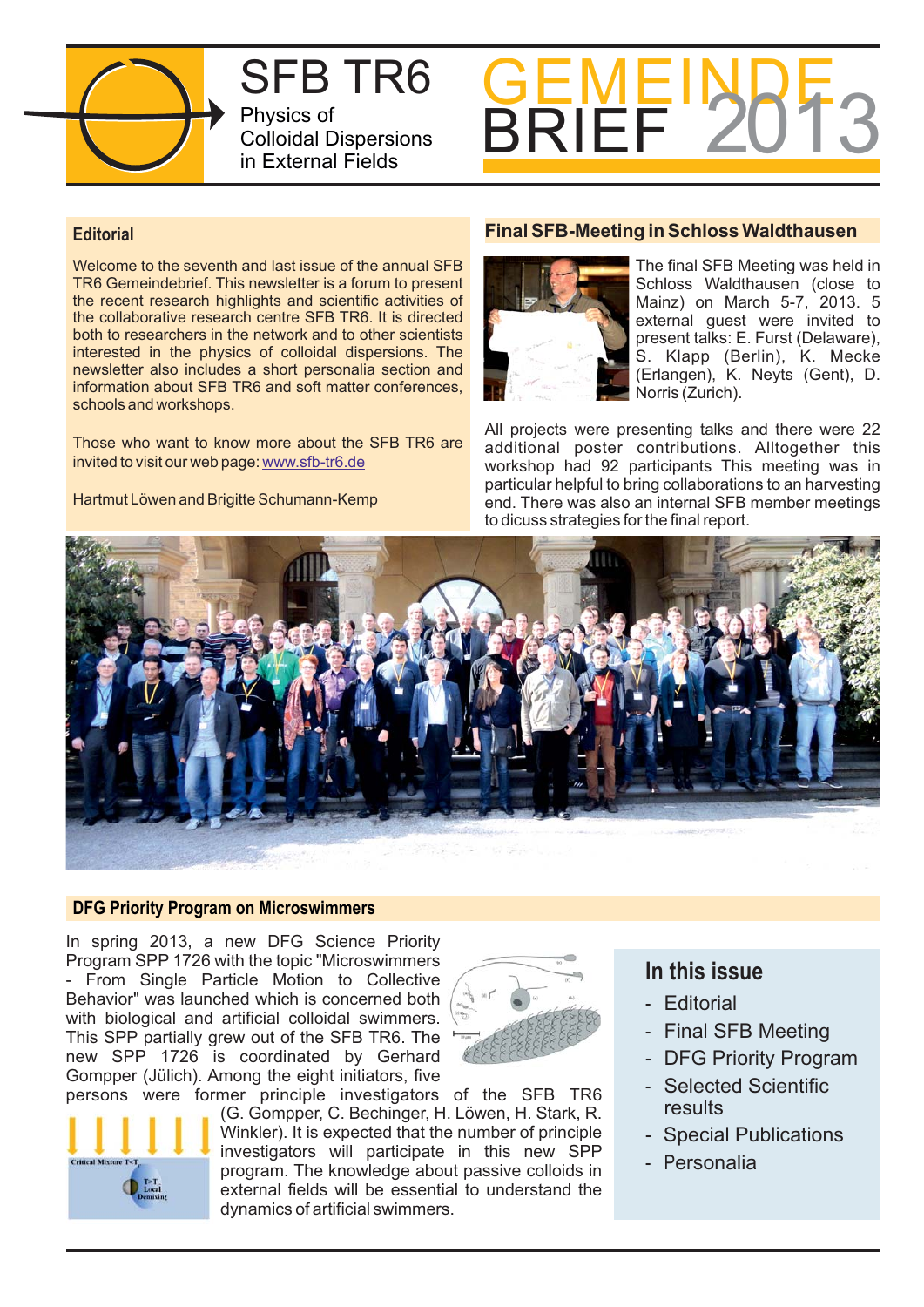# SFB TR6

Physics of Colloidal Dispersions in External Fields

# GEMEINDE BRIEF 2013

## Editorial

Welcome to the seventh and last issue of the annual SFB TR6 Gemeindebrief. This newsletter is a forum to present the recent research highlights and scientific activities of the collaborative research centre SFB TR6. It is directed both to researchers in the network and to other scientists interested in the physics of colloidal dispersions. The newsletter also includes a short personalia section and information about SFB TR6 and soft matter conferences, schools and workshops.

Those who want to know more about the SFB TR6 are invited to visit our web page: www.sfb-tr6.de

Hartmut Löwen and Brigitte Schumann-Kemp

## Final SFB-Meeting in Schloss Waldthausen

The final SFB Meeting was held in Schloss Waldthausen (close to Mainz) on March 5-7, 2013. 5 external guest were invited to present talks: E. Furst (Delaware), S. Klapp (Berlin), K. Mecke (Erlangen), K. Neyts (Gent), D. Norris (Zurich).

All projects were presenting talks and there were 22 additional poster contributions. Alltogether this workshop had 92 participants This meeting was in particular helpful to bring collaborations to an harvesting end. There was also an internal SFB member meetings to dicuss strategies for the final report.

## DFG Priority Program on Microswimmers

In spring 2013, a new DFG Science Priority Program SPP 1726 with the topic "Microswimmers - From Single Particle Motion to Collective Behavior" was launched which is concerned both with biological and artificial colloidal swimmers. This SPP partially grew out of the SFB TR6. The new SPP 1726 is coordinated by Gerhard Gompper (Jülich). Among the eight initiators, five persons were former principle investigators of the SFB TR6 (G. Gompper, C. Bechinger, H. Löwen, H. Stark, R. Winkler). It is expected that the number of principle investigators will participate in this new SPP program. The knowledge about passive colloids in external fields will be essential to understand the dynamics of artificial swimmers.

## In this issue

- Editorial
- Final SFB Meeting
- DFG Priority Program
- Selected Scientific results
- Special Publications
- Personalia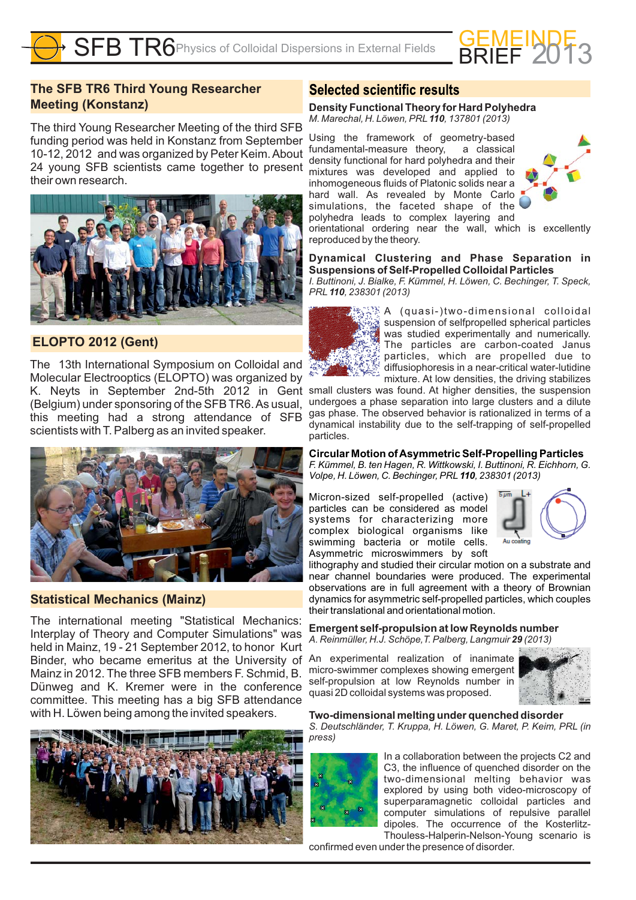## The SFB TR6 Third Young Researcher Meeting (Konstanz)

The third Young Researcher Meeting of the third SFB funding period was held in Konstanz from September 10-12, 2012 and was organized by Peter Keim. About 24 young SFB scientists came together to present their own research.

## ELOPTO 2012 (Gent)

The 13th International Symposium on Colloidal and Molecular Electrooptics (ELOPTO) was organized by K. Neyts in September 2nd-5th 2012 in Gent (Belgium) under sponsoring of the SFB TR6. As usual, this meeting had a strong attendance of SFB scientists with T. Palberg as an invited speaker.

## Statistical Mechanics (Mainz)

The international meeting "Statistical Mechanics: Interplay of Theory and Computer Simulations" was held in Mainz, 19 - 21 September 2012, to honor Kurt Binder, who became emeritus at the University of Mainz in 2012. The three SFB members F. Schmid, B. Dünweg and K. Kremer were in the conference committee. This meeting has a big SFB attendance with H. Löwen being among the invited speakers.

## Selected scientific results

### Density Functional Theory for Hard Polyhedra

*M. Marechal, H. Löwen, PRL **110**, 137801 (2013)*

Using the framework of geometry-based fundamental-measure theory, a classical density functional for hard polyhedra and their mixtures was developed and applied to inhomogeneous fluids of Platonic solids near a hard wall. As revealed by Monte Carlo simulations, the faceted shape of the polyhedra leads to complex layering and orientational ordering near the wall, which is excellently reproduced by the theory.

### Dynamical Clustering and Phase Separation in Suspensions of Self-Propelled Colloidal Particles

*I. Buttinoni, J. Bialke, F. Kümmel, H. Löwen, C. Bechinger, T. Speck, PRL **110**, 238301 (2013)*

A (quasi-)two-dimensional colloidal suspension of selfpropelled spherical particles was studied experimentally and numerically. The particles are carbon-coated Janus particles, which are propelled due to diffusiophoresis in a near-critical water-lutidine mixture. At low densities, the driving stabilizes small clusters was found. At higher densities, the suspension undergoes a phase separation into large clusters and a dilute gas phase. The observed behavior is rationalized in terms of a dynamical instability due to the self-trapping of self-propelled particles.

### Circular Motion of Asymmetric Self-Propelling Particles

*F. Kümmel, B. ten Hagen, R. Wittkowski, I. Buttinoni, R. Eichhorn, G. Volpe, H. Löwen, C. Bechinger, PRL **110**, 238301 (2013)*

Micron-sized self-propelled (active) particles can be considered as model systems for characterizing more complex biological organisms like swimming bacteria or motile cells. Asymmetric microswimmers by soft lithography and studied their circular motion on a substrate and near channel boundaries were produced. The experimental observations are in full agreement with a theory of Brownian dynamics for asymmetric self-propelled particles, which couples their translational and orientational motion.

### Emergent self-propulsion at low Reynolds number

*A. Reinmüller, H.J. Schöpe, T. Palberg, Langmuir **29** (2013)*

An experimental realization of inanimate micro-swimmer complexes showing emergent self-propulsion at low Reynolds number in quasi 2D colloidal systems was proposed.

### Two-dimensional melting under quenched disorder

*S. Deutschländer, T. Kruppa, H. Löwen, G. Maret, P. Keim, PRL (in press)*

In a collaboration between the projects C2 and C3, the influence of quenched disorder on the two-dimensional melting behavior was explored by using both video-microscopy of superparamagnetic colloidal particles and computer simulations of repulsive parallel dipoles. The occurrence of the Kosterlitz-Thouless-Halperin-Nelson-Young scenario is confirmed even under the presence of disorder.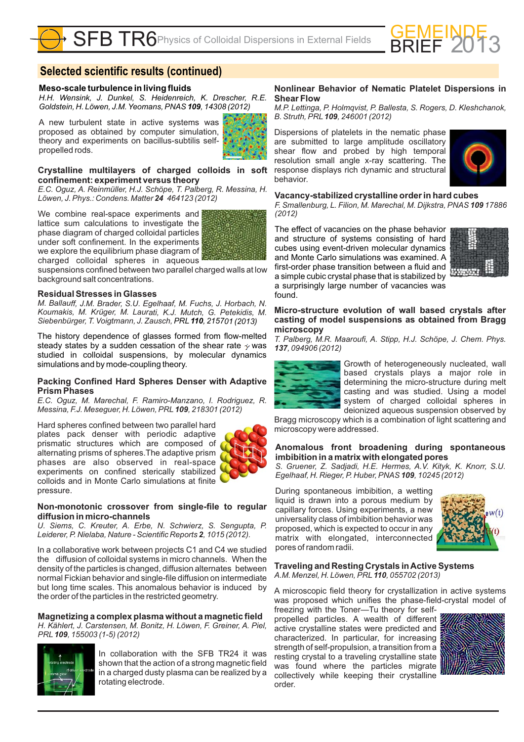## Selected scientific results (continued)

### Meso-scale turbulence in living fluids

*H.H. Wensink, J. Dunkel, S. Heidenreich, K. Drescher, R.E. Goldstein, H. Löwen, J.M. Yeomans, PNAS* ***109****, 14308 (2012)*

A new turbulent state in active systems was proposed as obtained by computer simulation, theory and experiments on bacillus-subtilis self-propelled rods.

### Crystalline multilayers of charged colloids in soft confinement: experiment versus theory

*E.C. Oguz, A. Reinmüller, H.J. Schöpe, T. Palberg, R. Messina, H. Löwen, J. Phys.: Condens. Matter* ***24*** *464123 (2012)*

We combine real-space experiments and lattice sum calculations to investigate the phase diagram of charged colloidal particles under soft confinement. In the experiments we explore the equilibrium phase diagram of charged colloidal spheres in aqueous suspensions confined between two parallel charged walls at low background salt concentrations.

### Residual Stresses in Glasses

*M. Ballauff, J.M. Brader, S.U. Egelhaaf, M. Fuchs, J. Horbach, N. Koumakis, M. Krüger, M. Laurati, K.J. Mutch, G. Petekidis, M. Siebenbürger, T. Voigtmann, J. Zausch, PRL* ***110****, 215701 (2013)*

The history dependence of glasses formed from flow-melted steady states by a sudden cessation of the shear rate $\dot{\gamma}$ was studied in colloidal suspensions, by molecular dynamics simulations and by mode-coupling theory.

### Packing Confined Hard Spheres Denser with Adaptive Prism Phases

*E.C. Oguz, M. Marechal, F. Ramiro-Manzano, I. Rodriguez, R. Messina, F.J. Meseguer, H. Löwen, PRL* ***109****, 218301 (2012)*

Hard spheres confined between two parallel hard plates pack denser with periodic adaptive prismatic structures which are composed of alternating prisms of spheres. The adaptive prism phases are also observed in real-space experiments on confined sterically stabilized colloids and in Monte Carlo simulations at finite pressure.

### Non-monotonic crossover from single-file to regular diffusion in micro-channels

*U. Siems, C. Kreuter, A. Erbe, N. Schwierz, S. Sengupta, P. Leiderer, P. Nielaba, Nature - Scientific Reports* ***2****, 1015 (2012).*

In a collaborative work between projects C1 and C4 we studied the diffusion of colloidal systems in micro channels. When the density of the particles is changed, diffusion alternates between normal Fickian behavior and single-file diffusion on intermediate but long time scales. This anomalous behavior is induced by the order of the particles in the restricted geometry.

### Magnetizing a complex plasma without a magnetic field

*H. Kählert, J. Carstensen, M. Bonitz, H. Löwen, F. Greiner, A. Piel, PRL* ***109****, 155003 (1-5) (2012)*

In collaboration with the SFB TR24 it was shown that the action of a strong magnetic field in a charged dusty plasma can be realized by a rotating electrode.

### Nonlinear Behavior of Nematic Platelet Dispersions in Shear Flow

*M.P. Lettinga, P. Holmqvist, P. Ballesta, S. Rogers, D. Kleshchanok, B. Struth, PRL* ***109****, 246001 (2012)*

Dispersions of platelets in the nematic phase are submitted to large amplitude oscillatory shear flow and probed by high temporal resolution small angle x-ray scattering. The response displays rich dynamic and structural behavior.

### Vacancy-stabilized crystalline order in hard cubes

*F. Smallenburg, L. Filion, M. Marechal, M. Dijkstra, PNAS* ***109*** *17886 (2012)*

The effect of vacancies on the phase behavior and structure of systems consisting of hard cubes using event-driven molecular dynamics and Monte Carlo simulations was examined. A first-order phase transition between a fluid and a simple cubic crystal phase that is stabilized by a surprisingly large number of vacancies was found.

### Micro-structure evolution of wall based crystals after casting of model suspensions as obtained from Bragg microscopy

*T. Palberg, M.R. Maaroufi, A. Stipp, H.J. Schöpe, J. Chem. Phys.* ***137****, 094906 (2012)*

Growth of heterogeneously nucleated, wall based crystals plays a major role in determining the micro-structure during melt casting and was studied. Using a model system of charged colloidal spheres in deionized aqueous suspension observed by Bragg microscopy which is a combination of light scattering and microscopy were addressed.

### Anomalous front broadening during spontaneous imbibition in a matrix with elongated pores

*S. Gruener, Z. Sadjadi, H.E. Hermes, A.V. Kityk, K. Knorr, S.U. Egelhaaf, H. Rieger, P. Huber, PNAS* ***109****, 10245 (2012)*

During spontaneous imbibition, a wetting liquid is drawn into a porous medium by capillary forces. Using experiments, a new universality class of imbibition behavior was proposed, which is expected to occur in any matrix with elongated, interconnected pores of random radii.

### Traveling and Resting Crystals in Active Systems

*A.M. Menzel, H. Löwen, PRL* ***110****, 055702 (2013)*

A microscopic field theory for crystallization in active systems was proposed which unifies the phase-field-crystal model of freezing with the Toner—Tu theory for self-propelled particles. A wealth of different active crystalline states were predicted and characterized. In particular, for increasing strength of self-propulsion, a transition from a resting crystal to a traveling crystalline state was found where the particles migrate collectively while keeping their crystalline order.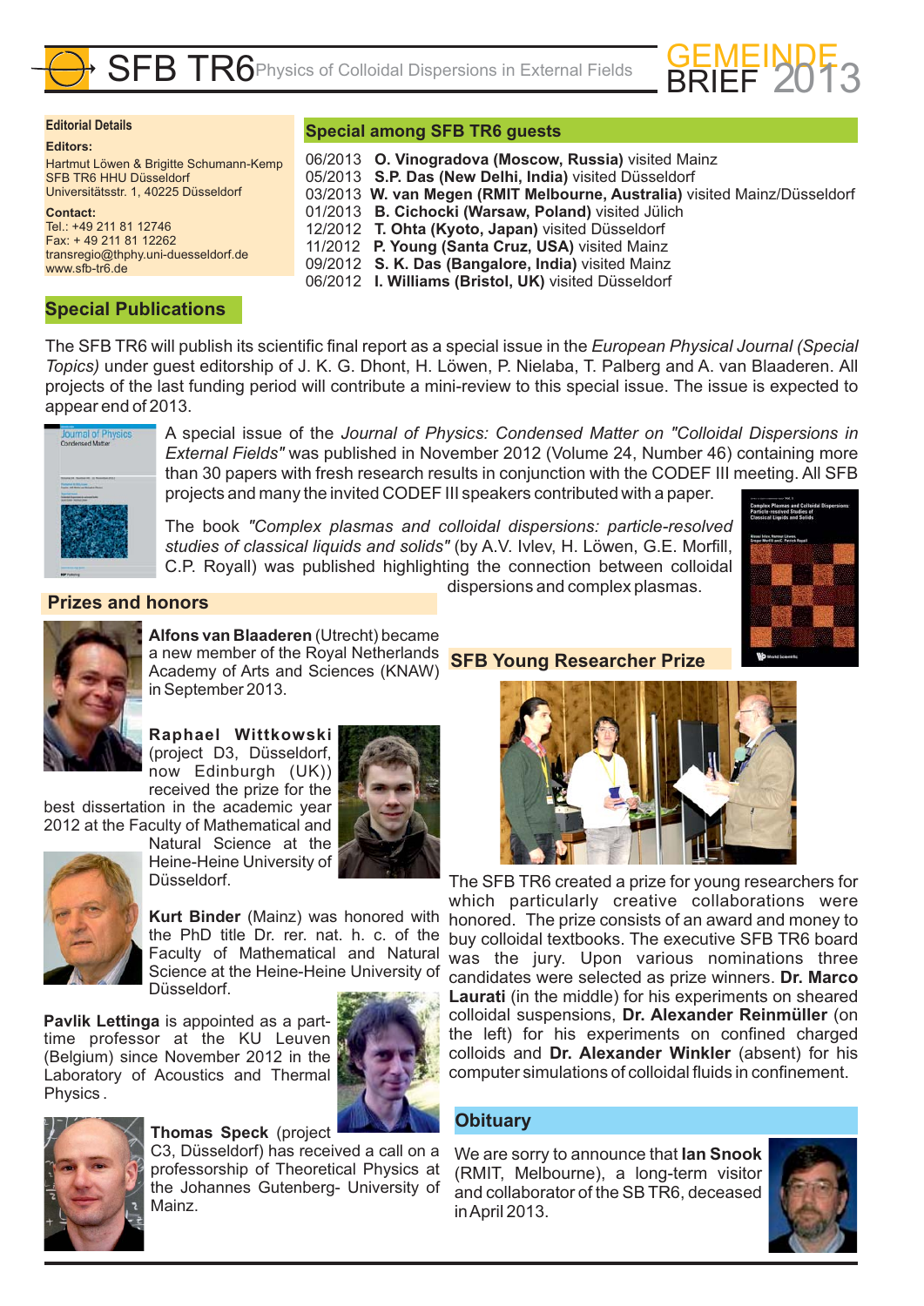# SFB TR6 Physics of Colloidal Dispersions in External Fields

GEMEINDE BRIEF 2013

### Editorial Details

**Editors:**
Hartmut Löwen & Brigitte Schumann-Kemp
SFB TR6 HHU Düsseldorf
Universitätsstr. 1, 40225 Düsseldorf

**Contact:**
Tel.: +49 211 81 12746
Fax: + 49 211 81 12262
transregio@thphy.uni-duesseldorf.de
www.sfb-tr6.de

## Special among SFB TR6 guests

06/2013 **O. Vinogradova (Moscow, Russia)** visited Mainz
05/2013 **S.P. Das (New Delhi, India)** visited Düsseldorf
03/2013 **W. van Megen (RMIT Melbourne, Australia)** visited Mainz/Düsseldorf
01/2013 **B. Cichocki (Warsaw, Poland)** visited Jülich
12/2012 **T. Ohta (Kyoto, Japan)** visited Düsseldorf
11/2012 **P. Young (Santa Cruz, USA)** visited Mainz
09/2012 **S. K. Das (Bangalore, India)** visited Mainz
06/2012 **I. Williams (Bristol, UK)** visited Düsseldorf

## Special Publications

The SFB TR6 will publish its scientific final report as a special issue in the *European Physical Journal (Special Topics)* under guest editorship of J. K. G. Dhont, H. Löwen, P. Nielaba, T. Palberg and A. van Blaaderen. All projects of the last funding period will contribute a mini-review to this special issue. The issue is expected to appear end of 2013.

A special issue of the *Journal of Physics: Condensed Matter on "Colloidal Dispersions in External Fields"* was published in November 2012 (Volume 24, Number 46) containing more than 30 papers with fresh research results in conjunction with the CODEF III meeting. All SFB projects and many the invited CODEF III speakers contributed with a paper.

The book *"Complex plasmas and colloidal dispersions: particle-resolved studies of classical liquids and solids"* (by A.V. Ivlev, H. Löwen, G.E. Morfill, C.P. Royall) was published highlighting the connection between colloidal dispersions and complex plasmas.

## Prizes and honors

**Alfons van Blaaderen** (Utrecht) became a new member of the Royal Netherlands Academy of Arts and Sciences (KNAW) in September 2013.

**Raphael Wittkowski** (project D3, Düsseldorf, now Edinburgh (UK)) received the prize for the best dissertation in the academic year 2012 at the Faculty of Mathematical and Natural Science at the Heine-Heine University of Düsseldorf.

**Kurt Binder** (Mainz) was honored with the PhD title Dr. rer. nat. h. c. of the Faculty of Mathematical and Natural Science at the Heine-Heine University of Düsseldorf.

**Pavlik Lettinga** is appointed as a part-time professor at the KU Leuven (Belgium) since November 2012 in the Laboratory of Acoustics and Thermal Physics .

**Thomas Speck** (project C3, Düsseldorf) has received a call on a professorship of Theoretical Physics at the Johannes Gutenberg- University of Mainz.

## SFB Young Researcher Prize

The SFB TR6 created a prize for young researchers for which particularly creative collaborations were honored. The prize consists of an award and money to buy colloidal textbooks. The executive SFB TR6 board was the jury. Upon various nominations three candidates were selected as prize winners. **Dr. Marco Laurati** (in the middle) for his experiments on sheared colloidal suspensions, **Dr. Alexander Reinmüller** (on the left) for his experiments on confined charged colloids and **Dr. Alexander Winkler** (absent) for his computer simulations of colloidal fluids in confinement.

## Obituary

We are sorry to announce that **Ian Snook** (RMIT, Melbourne), a long-term visitor and collaborator of the SB TR6, deceased in April 2013.